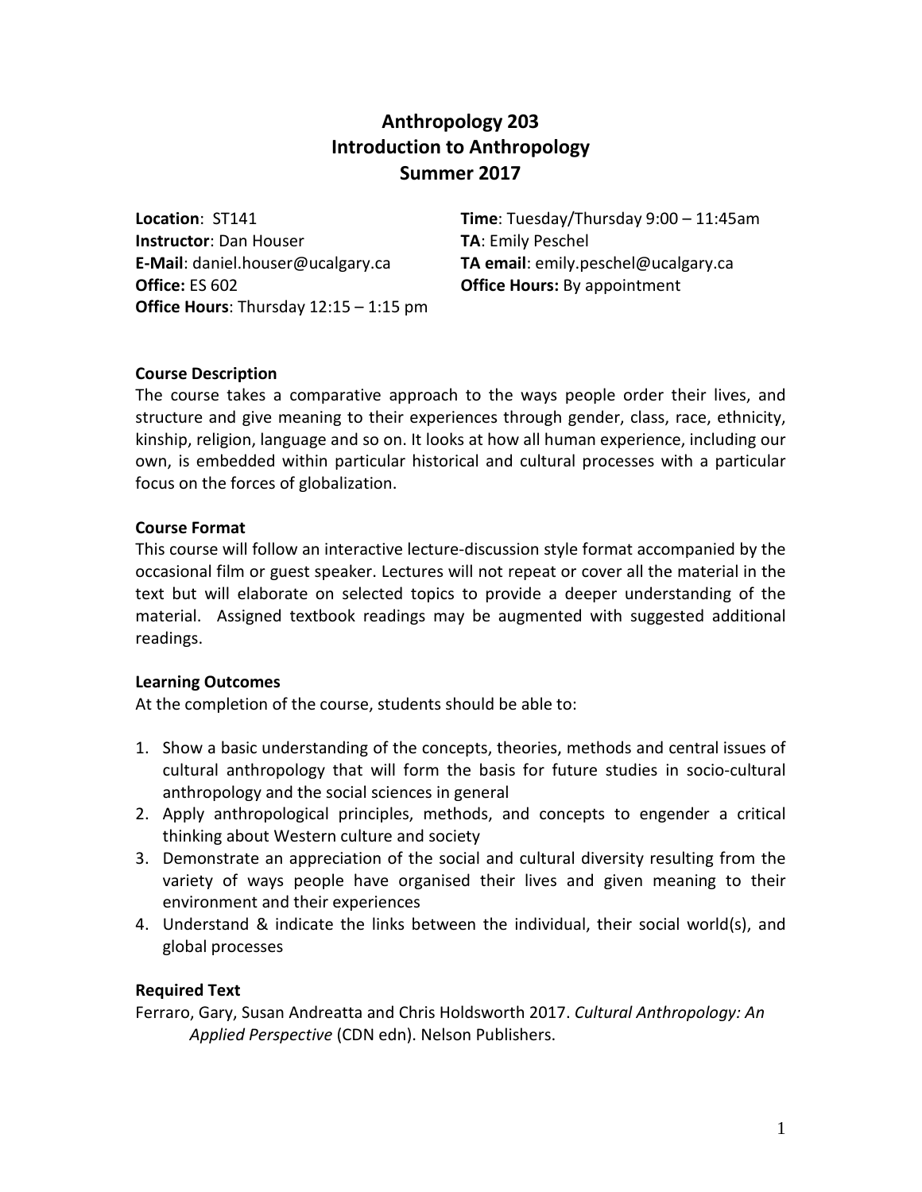# Anthropology 203
# Introduction to Anthropology
# Summer 2017

**Location**: ST141
**Instructor**: Dan Houser
**E-Mail**: daniel.houser@ucalgary.ca
**Office:** ES 602
**Office Hours**: Thursday 12:15 – 1:15 pm

**Time**: Tuesday/Thursday 9:00 – 11:45am
**TA**: Emily Peschel
**TA email**: emily.peschel@ucalgary.ca
**Office Hours:** By appointment

**Course Description**

The course takes a comparative approach to the ways people order their lives, and structure and give meaning to their experiences through gender, class, race, ethnicity, kinship, religion, language and so on. It looks at how all human experience, including our own, is embedded within particular historical and cultural processes with a particular focus on the forces of globalization.

**Course Format**

This course will follow an interactive lecture-discussion style format accompanied by the occasional film or guest speaker. Lectures will not repeat or cover all the material in the text but will elaborate on selected topics to provide a deeper understanding of the material. Assigned textbook readings may be augmented with suggested additional readings.

**Learning Outcomes**

At the completion of the course, students should be able to:

1. Show a basic understanding of the concepts, theories, methods and central issues of cultural anthropology that will form the basis for future studies in socio-cultural anthropology and the social sciences in general
2. Apply anthropological principles, methods, and concepts to engender a critical thinking about Western culture and society
3. Demonstrate an appreciation of the social and cultural diversity resulting from the variety of ways people have organised their lives and given meaning to their environment and their experiences
4. Understand & indicate the links between the individual, their social world(s), and global processes

**Required Text**

Ferraro, Gary, Susan Andreatta and Chris Holdsworth 2017. *Cultural Anthropology: An Applied Perspective* (CDN edn). Nelson Publishers.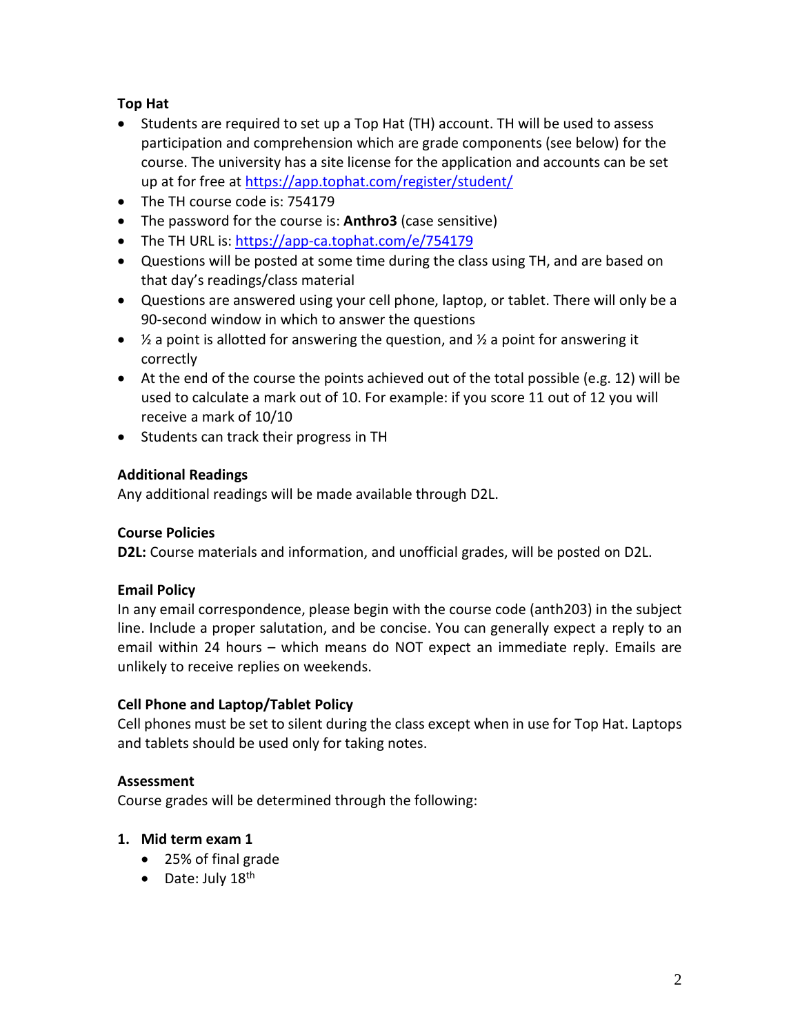**Top Hat**

- Students are required to set up a Top Hat (TH) account. TH will be used to assess participation and comprehension which are grade components (see below) for the course. The university has a site license for the application and accounts can be set up at for free at https://app.tophat.com/register/student/
- The TH course code is: 754179
- The password for the course is: **Anthro3** (case sensitive)
- The TH URL is: https://app-ca.tophat.com/e/754179
- Questions will be posted at some time during the class using TH, and are based on that day's readings/class material
- Questions are answered using your cell phone, laptop, or tablet. There will only be a 90-second window in which to answer the questions
- ½ a point is allotted for answering the question, and ½ a point for answering it correctly
- At the end of the course the points achieved out of the total possible (e.g. 12) will be used to calculate a mark out of 10. For example: if you score 11 out of 12 you will receive a mark of 10/10
- Students can track their progress in TH

**Additional Readings**

Any additional readings will be made available through D2L.

**Course Policies**

**D2L:** Course materials and information, and unofficial grades, will be posted on D2L.

**Email Policy**

In any email correspondence, please begin with the course code (anth203) in the subject line. Include a proper salutation, and be concise. You can generally expect a reply to an email within 24 hours – which means do NOT expect an immediate reply. Emails are unlikely to receive replies on weekends.

**Cell Phone and Laptop/Tablet Policy**

Cell phones must be set to silent during the class except when in use for Top Hat. Laptops and tablets should be used only for taking notes.

**Assessment**

Course grades will be determined through the following:

1. **Mid term exam 1**
   - 25% of final grade
   - Date: July 18th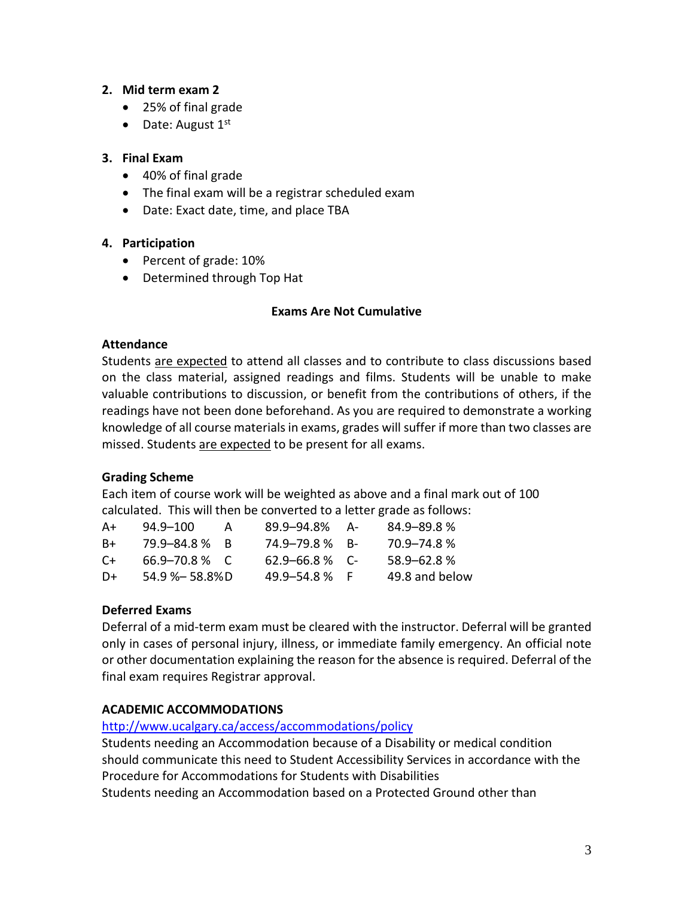2. **Mid term exam 2**
    - 25% of final grade
    - Date: August 1st

3. **Final Exam**
    - 40% of final grade
    - The final exam will be a registrar scheduled exam
    - Date: Exact date, time, and place TBA

4. **Participation**
    - Percent of grade: 10%
    - Determined through Top Hat

**Exams Are Not Cumulative**

**Attendance**

Students are expected to attend all classes and to contribute to class discussions based on the class material, assigned readings and films. Students will be unable to make valuable contributions to discussion, or benefit from the contributions of others, if the readings have not been done beforehand. As you are required to demonstrate a working knowledge of all course materials in exams, grades will suffer if more than two classes are missed. Students are expected to be present for all exams.

**Grading Scheme**

Each item of course work will be weighted as above and a final mark out of 100 calculated. This will then be converted to a letter grade as follows:

| | | | | | |
|---|---|---|---|---|---|
| A+ | 94.9–100 | A | 89.9–94.8% | A- | 84.9–89.8 % |
| B+ | 79.9–84.8 % | B | 74.9–79.8 % | B- | 70.9–74.8 % |
| C+ | 66.9–70.8 % | C | 62.9–66.8 % | C- | 58.9–62.8 % |
| D+ | 54.9 %– 58.8% | D | 49.9–54.8 % | F | 49.8 and below |

**Deferred Exams**

Deferral of a mid-term exam must be cleared with the instructor. Deferral will be granted only in cases of personal injury, illness, or immediate family emergency. An official note or other documentation explaining the reason for the absence is required. Deferral of the final exam requires Registrar approval.

**ACADEMIC ACCOMMODATIONS**

http://www.ucalgary.ca/access/accommodations/policy

Students needing an Accommodation because of a Disability or medical condition should communicate this need to Student Accessibility Services in accordance with the Procedure for Accommodations for Students with Disabilities

Students needing an Accommodation based on a Protected Ground other than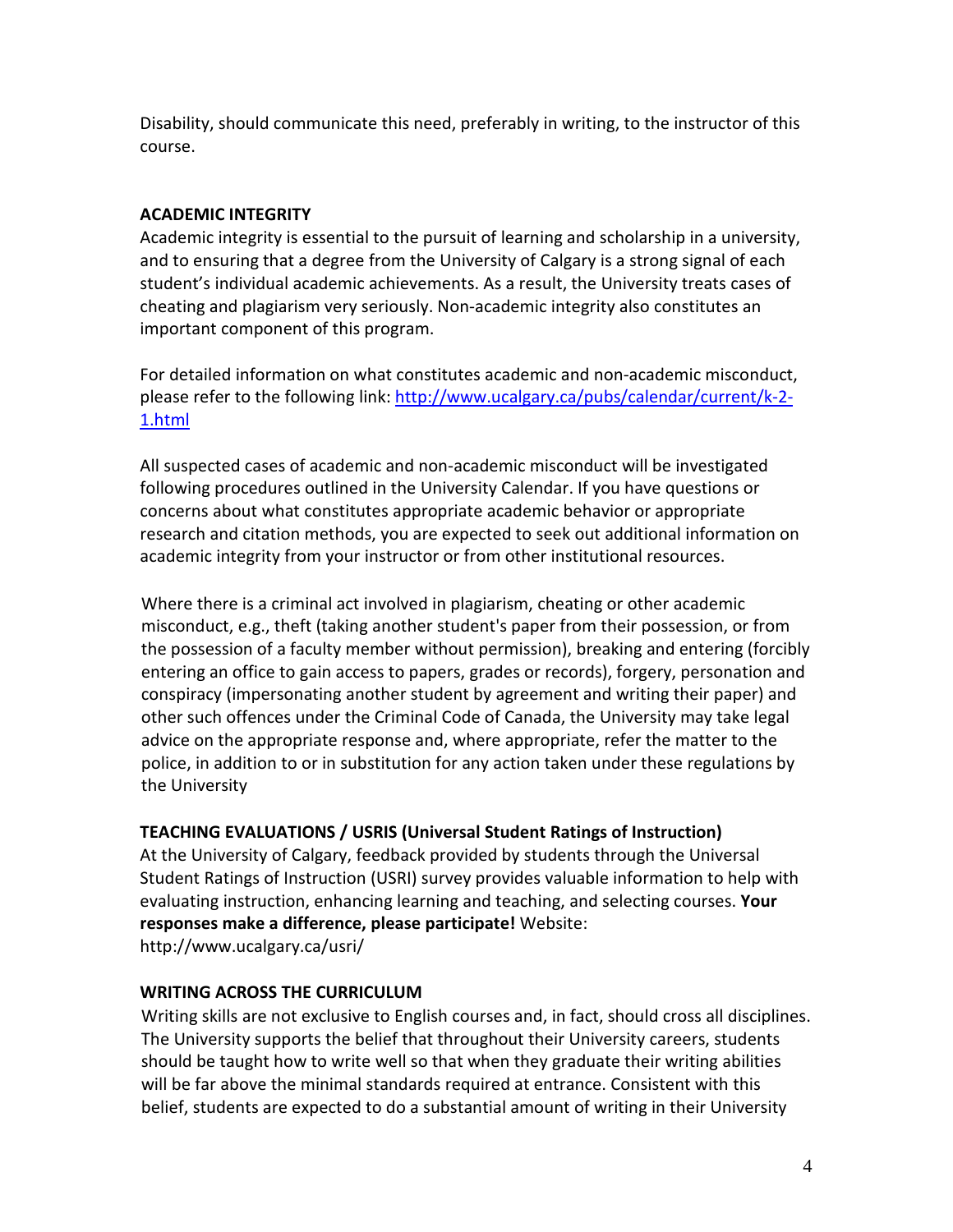Disability, should communicate this need, preferably in writing, to the instructor of this course.

**ACADEMIC INTEGRITY**

Academic integrity is essential to the pursuit of learning and scholarship in a university, and to ensuring that a degree from the University of Calgary is a strong signal of each student's individual academic achievements. As a result, the University treats cases of cheating and plagiarism very seriously. Non-academic integrity also constitutes an important component of this program.

For detailed information on what constitutes academic and non-academic misconduct, please refer to the following link: [http://www.ucalgary.ca/pubs/calendar/current/k-2-1.html](http://www.ucalgary.ca/pubs/calendar/current/k-2-1.html)

All suspected cases of academic and non-academic misconduct will be investigated following procedures outlined in the University Calendar. If you have questions or concerns about what constitutes appropriate academic behavior or appropriate research and citation methods, you are expected to seek out additional information on academic integrity from your instructor or from other institutional resources.

Where there is a criminal act involved in plagiarism, cheating or other academic misconduct, e.g., theft (taking another student's paper from their possession, or from the possession of a faculty member without permission), breaking and entering (forcibly entering an office to gain access to papers, grades or records), forgery, personation and conspiracy (impersonating another student by agreement and writing their paper) and other such offences under the Criminal Code of Canada, the University may take legal advice on the appropriate response and, where appropriate, refer the matter to the police, in addition to or in substitution for any action taken under these regulations by the University

**TEACHING EVALUATIONS / USRIS (Universal Student Ratings of Instruction)**

At the University of Calgary, feedback provided by students through the Universal Student Ratings of Instruction (USRI) survey provides valuable information to help with evaluating instruction, enhancing learning and teaching, and selecting courses. **Your responses make a difference, please participate!** Website: http://www.ucalgary.ca/usri/

**WRITING ACROSS THE CURRICULUM**

Writing skills are not exclusive to English courses and, in fact, should cross all disciplines. The University supports the belief that throughout their University careers, students should be taught how to write well so that when they graduate their writing abilities will be far above the minimal standards required at entrance. Consistent with this belief, students are expected to do a substantial amount of writing in their University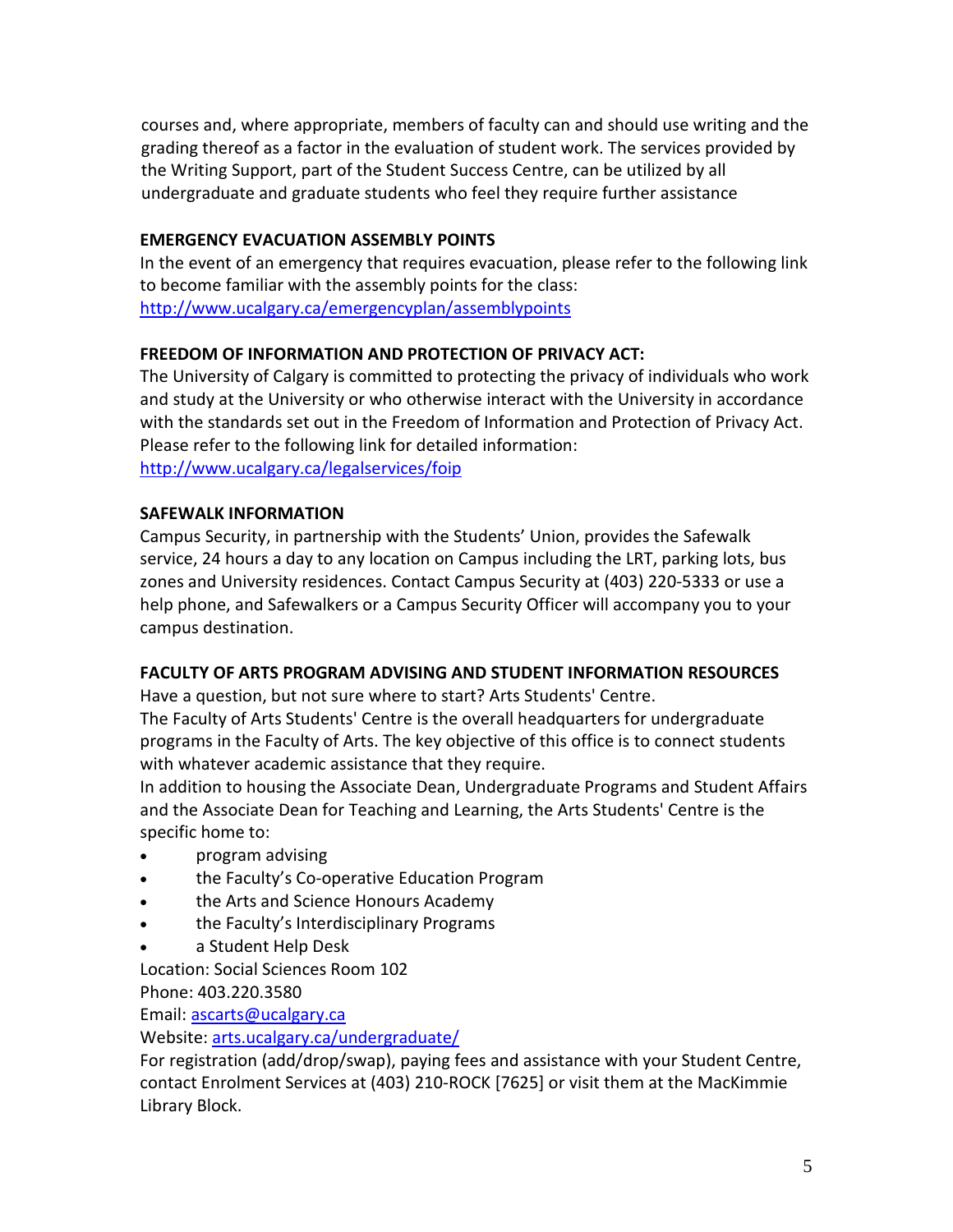courses and, where appropriate, members of faculty can and should use writing and the grading thereof as a factor in the evaluation of student work. The services provided by the Writing Support, part of the Student Success Centre, can be utilized by all undergraduate and graduate students who feel they require further assistance

**EMERGENCY EVACUATION ASSEMBLY POINTS**

In the event of an emergency that requires evacuation, please refer to the following link to become familiar with the assembly points for the class: [http://www.ucalgary.ca/emergencyplan/assemblypoints](http://www.ucalgary.ca/emergencyplan/assemblypoints)

**FREEDOM OF INFORMATION AND PROTECTION OF PRIVACY ACT:**

The University of Calgary is committed to protecting the privacy of individuals who work and study at the University or who otherwise interact with the University in accordance with the standards set out in the Freedom of Information and Protection of Privacy Act. Please refer to the following link for detailed information: [http://www.ucalgary.ca/legalservices/foip](http://www.ucalgary.ca/legalservices/foip)

**SAFEWALK INFORMATION**

Campus Security, in partnership with the Students' Union, provides the Safewalk service, 24 hours a day to any location on Campus including the LRT, parking lots, bus zones and University residences. Contact Campus Security at (403) 220-5333 or use a help phone, and Safewalkers or a Campus Security Officer will accompany you to your campus destination.

**FACULTY OF ARTS PROGRAM ADVISING AND STUDENT INFORMATION RESOURCES**

Have a question, but not sure where to start? Arts Students' Centre.
The Faculty of Arts Students' Centre is the overall headquarters for undergraduate programs in the Faculty of Arts. The key objective of this office is to connect students with whatever academic assistance that they require.
In addition to housing the Associate Dean, Undergraduate Programs and Student Affairs and the Associate Dean for Teaching and Learning, the Arts Students' Centre is the specific home to:

- program advising
- the Faculty's Co-operative Education Program
- the Arts and Science Honours Academy
- the Faculty's Interdisciplinary Programs
- a Student Help Desk

Location: Social Sciences Room 102
Phone: 403.220.3580
Email: [ascarts@ucalgary.ca](mailto:ascarts@ucalgary.ca)
Website: [arts.ucalgary.ca/undergraduate/](http://arts.ucalgary.ca/undergraduate/)
For registration (add/drop/swap), paying fees and assistance with your Student Centre, contact Enrolment Services at (403) 210-ROCK [7625] or visit them at the MacKimmie Library Block.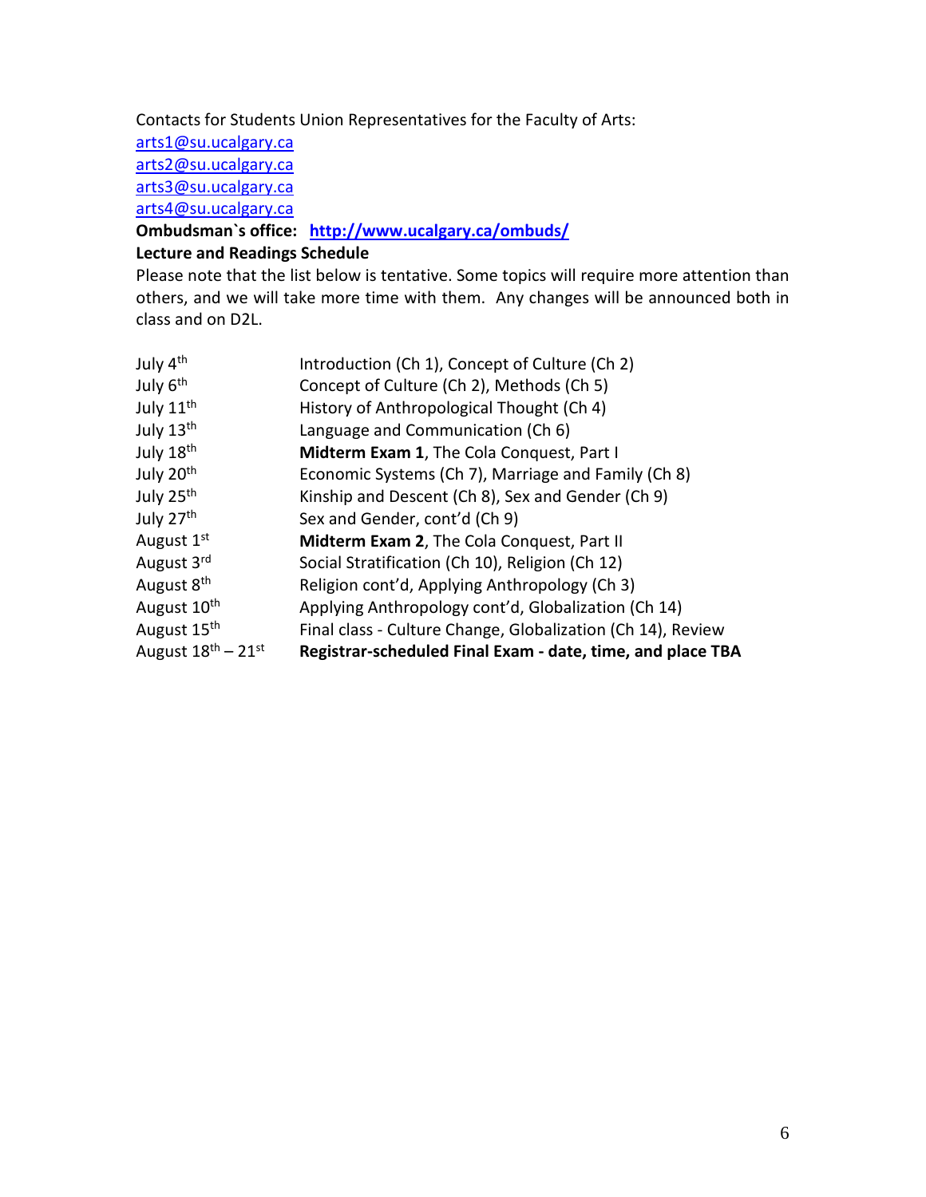Contacts for Students Union Representatives for the Faculty of Arts:

arts1@su.ucalgary.ca
arts2@su.ucalgary.ca
arts3@su.ucalgary.ca
arts4@su.ucalgary.ca

**Ombudsman`s office:** **http://www.ucalgary.ca/ombuds/**

**Lecture and Readings Schedule**

Please note that the list below is tentative. Some topics will require more attention than others, and we will take more time with them. Any changes will be announced both in class and on D2L.

| | |
|---|---|
| July 4th | Introduction (Ch 1), Concept of Culture (Ch 2) |
| July 6th | Concept of Culture (Ch 2), Methods (Ch 5) |
| July 11th | History of Anthropological Thought (Ch 4) |
| July 13th | Language and Communication (Ch 6) |
| July 18th | **Midterm Exam 1**, The Cola Conquest, Part I |
| July 20th | Economic Systems (Ch 7), Marriage and Family (Ch 8) |
| July 25th | Kinship and Descent (Ch 8), Sex and Gender (Ch 9) |
| July 27th | Sex and Gender, cont'd (Ch 9) |
| August 1st | **Midterm Exam 2**, The Cola Conquest, Part II |
| August 3rd | Social Stratification (Ch 10), Religion (Ch 12) |
| August 8th | Religion cont'd, Applying Anthropology (Ch 3) |
| August 10th | Applying Anthropology cont'd, Globalization (Ch 14) |
| August 15th | Final class - Culture Change, Globalization (Ch 14), Review |
| August 18th – 21st | **Registrar-scheduled Final Exam - date, time, and place TBA** |